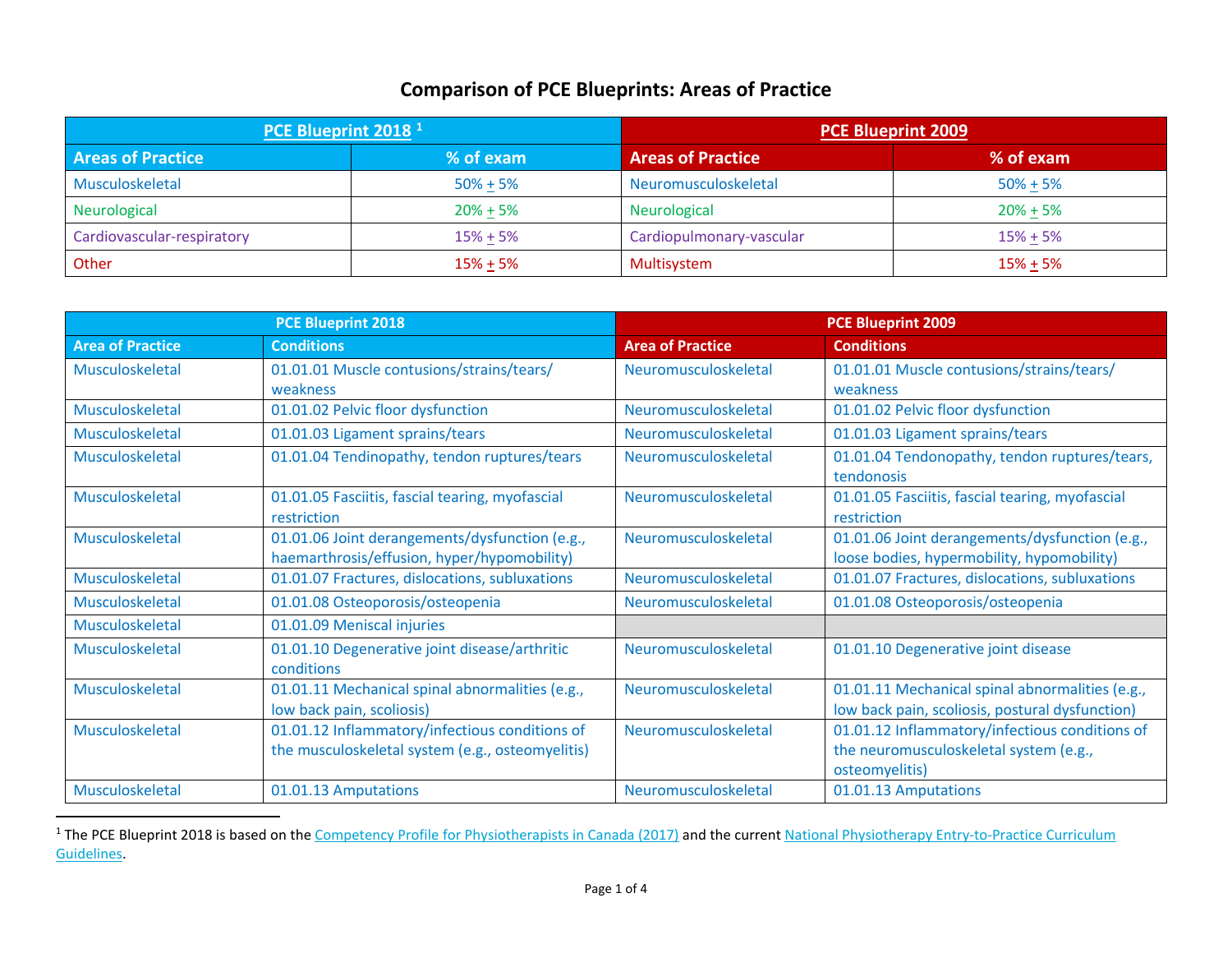# Comparison of PCE Blueprints: Areas of Practice

| PCE Blueprint 2018 [1] | | PCE Blueprint 2009 | |
|---|---|---|---|
| **Areas of Practice** | **% of exam** | **Areas of Practice** | **% of exam** |
| Musculoskeletal | 50% ± 5% | Neuromusculoskeletal | 50% ± 5% |
| Neurological | 20% ± 5% | Neurological | 20% ± 5% |
| Cardiovascular-respiratory | 15% ± 5% | Cardiopulmonary-vascular | 15% ± 5% |
| Other | 15% ± 5% | Multisystem | 15% ± 5% |

| PCE Blueprint 2018 | | PCE Blueprint 2009 | |
|---|---|---|---|
| **Area of Practice** | **Conditions** | **Area of Practice** | **Conditions** |
| Musculoskeletal | 01.01.01 Muscle contusions/strains/tears/ weakness | Neuromusculoskeletal | 01.01.01 Muscle contusions/strains/tears/ weakness |
| Musculoskeletal | 01.01.02 Pelvic floor dysfunction | Neuromusculoskeletal | 01.01.02 Pelvic floor dysfunction |
| Musculoskeletal | 01.01.03 Ligament sprains/tears | Neuromusculoskeletal | 01.01.03 Ligament sprains/tears |
| Musculoskeletal | 01.01.04 Tendinopathy, tendon ruptures/tears | Neuromusculoskeletal | 01.01.04 Tendonopathy, tendon ruptures/tears, tendonosis |
| Musculoskeletal | 01.01.05 Fasciitis, fascial tearing, myofascial restriction | Neuromusculoskeletal | 01.01.05 Fasciitis, fascial tearing, myofascial restriction |
| Musculoskeletal | 01.01.06 Joint derangements/dysfunction (e.g., haemarthrosis/effusion, hyper/hypomobility) | Neuromusculoskeletal | 01.01.06 Joint derangements/dysfunction (e.g., loose bodies, hypermobility, hypomobility) |
| Musculoskeletal | 01.01.07 Fractures, dislocations, subluxations | Neuromusculoskeletal | 01.01.07 Fractures, dislocations, subluxations |
| Musculoskeletal | 01.01.08 Osteoporosis/osteopenia | Neuromusculoskeletal | 01.01.08 Osteoporosis/osteopenia |
| Musculoskeletal | 01.01.09 Meniscal injuries | | |
| Musculoskeletal | 01.01.10 Degenerative joint disease/arthritic conditions | Neuromusculoskeletal | 01.01.10 Degenerative joint disease |
| Musculoskeletal | 01.01.11 Mechanical spinal abnormalities (e.g., low back pain, scoliosis) | Neuromusculoskeletal | 01.01.11 Mechanical spinal abnormalities (e.g., low back pain, scoliosis, postural dysfunction) |
| Musculoskeletal | 01.01.12 Inflammatory/infectious conditions of the musculoskeletal system (e.g., osteomyelitis) | Neuromusculoskeletal | 01.01.12 Inflammatory/infectious conditions of the neuromusculoskeletal system (e.g., osteomyelitis) |
| Musculoskeletal | 01.01.13 Amputations | Neuromusculoskeletal | 01.01.13 Amputations |

[1] The PCE Blueprint 2018 is based on the Competency Profile for Physiotherapists in Canada (2017) and the current National Physiotherapy Entry-to-Practice Curriculum Guidelines.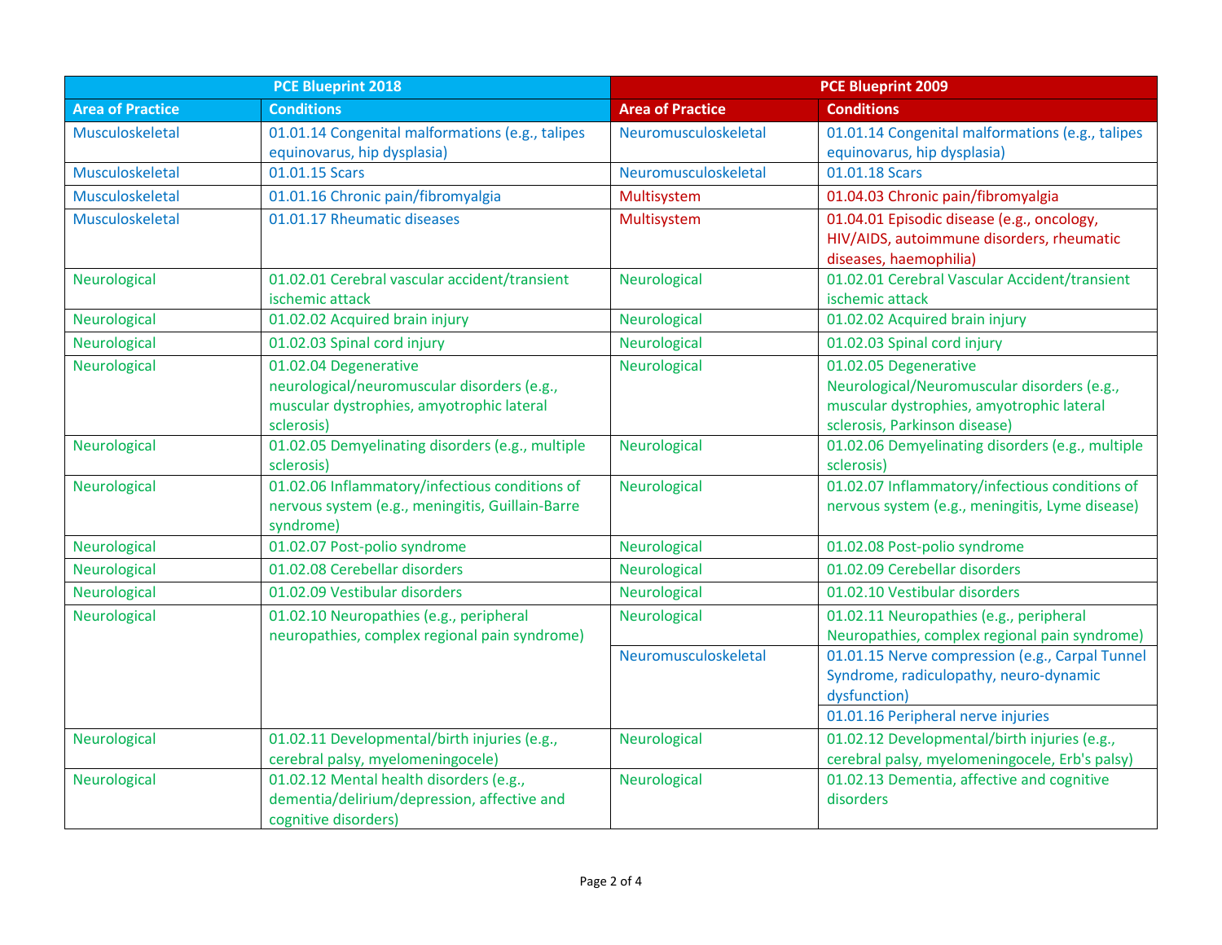| PCE Blueprint 2018 | | PCE Blueprint 2009 | |
|---|---|---|---|
| **Area of Practice** | **Conditions** | **Area of Practice** | **Conditions** |
| Musculoskeletal | 01.01.14 Congenital malformations (e.g., talipes equinovarus, hip dysplasia) | Neuromusculoskeletal | 01.01.14 Congenital malformations (e.g., talipes equinovarus, hip dysplasia) |
| Musculoskeletal | 01.01.15 Scars | Neuromusculoskeletal | 01.01.18 Scars |
| Musculoskeletal | 01.01.16 Chronic pain/fibromyalgia | Multisystem | 01.04.03 Chronic pain/fibromyalgia |
| Musculoskeletal | 01.01.17 Rheumatic diseases | Multisystem | 01.04.01 Episodic disease (e.g., oncology, HIV/AIDS, autoimmune disorders, rheumatic diseases, haemophilia) |
| Neurological | 01.02.01 Cerebral vascular accident/transient ischemic attack | Neurological | 01.02.01 Cerebral Vascular Accident/transient ischemic attack |
| Neurological | 01.02.02 Acquired brain injury | Neurological | 01.02.02 Acquired brain injury |
| Neurological | 01.02.03 Spinal cord injury | Neurological | 01.02.03 Spinal cord injury |
| Neurological | 01.02.04 Degenerative neurological/neuromuscular disorders (e.g., muscular dystrophies, amyotrophic lateral sclerosis) | Neurological | 01.02.05 Degenerative Neurological/Neuromuscular disorders (e.g., muscular dystrophies, amyotrophic lateral sclerosis, Parkinson disease) |
| Neurological | 01.02.05 Demyelinating disorders (e.g., multiple sclerosis) | Neurological | 01.02.06 Demyelinating disorders (e.g., multiple sclerosis) |
| Neurological | 01.02.06 Inflammatory/infectious conditions of nervous system (e.g., meningitis, Guillain-Barre syndrome) | Neurological | 01.02.07 Inflammatory/infectious conditions of nervous system (e.g., meningitis, Lyme disease) |
| Neurological | 01.02.07 Post-polio syndrome | Neurological | 01.02.08 Post-polio syndrome |
| Neurological | 01.02.08 Cerebellar disorders | Neurological | 01.02.09 Cerebellar disorders |
| Neurological | 01.02.09 Vestibular disorders | Neurological | 01.02.10 Vestibular disorders |
| Neurological | 01.02.10 Neuropathies (e.g., peripheral neuropathies, complex regional pain syndrome) | Neurological | 01.02.11 Neuropathies (e.g., peripheral Neuropathies, complex regional pain syndrome) |
| | | Neuromusculoskeletal | 01.01.15 Nerve compression (e.g., Carpal Tunnel Syndrome, radiculopathy, neuro-dynamic dysfunction) |
| | | | 01.01.16 Peripheral nerve injuries |
| Neurological | 01.02.11 Developmental/birth injuries (e.g., cerebral palsy, myelomeningocele) | Neurological | 01.02.12 Developmental/birth injuries (e.g., cerebral palsy, myelomeningocele, Erb's palsy) |
| Neurological | 01.02.12 Mental health disorders (e.g., dementia/delirium/depression, affective and cognitive disorders) | Neurological | 01.02.13 Dementia, affective and cognitive disorders |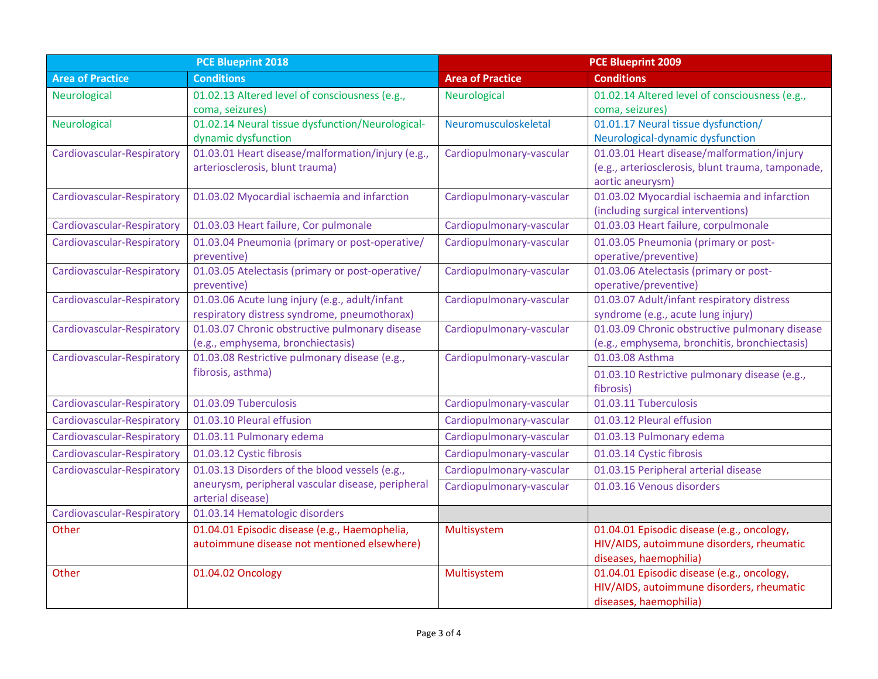| PCE Blueprint 2018 | | PCE Blueprint 2009 | |
|---|---|---|---|
| **Area of Practice** | **Conditions** | **Area of Practice** | **Conditions** |
| Neurological | 01.02.13 Altered level of consciousness (e.g., coma, seizures) | Neurological | 01.02.14 Altered level of consciousness (e.g., coma, seizures) |
| Neurological | 01.02.14 Neural tissue dysfunction/Neurological-dynamic dysfunction | Neuromusculoskeletal | 01.01.17 Neural tissue dysfunction/ Neurological-dynamic dysfunction |
| Cardiovascular-Respiratory | 01.03.01 Heart disease/malformation/injury (e.g., arteriosclerosis, blunt trauma) | Cardiopulmonary-vascular | 01.03.01 Heart disease/malformation/injury (e.g., arteriosclerosis, blunt trauma, tamponade, aortic aneurysm) |
| Cardiovascular-Respiratory | 01.03.02 Myocardial ischaemia and infarction | Cardiopulmonary-vascular | 01.03.02 Myocardial ischaemia and infarction (including surgical interventions) |
| Cardiovascular-Respiratory | 01.03.03 Heart failure, Cor pulmonale | Cardiopulmonary-vascular | 01.03.03 Heart failure, corpulmonale |
| Cardiovascular-Respiratory | 01.03.04 Pneumonia (primary or post-operative/ preventive) | Cardiopulmonary-vascular | 01.03.05 Pneumonia (primary or post-operative/preventive) |
| Cardiovascular-Respiratory | 01.03.05 Atelectasis (primary or post-operative/ preventive) | Cardiopulmonary-vascular | 01.03.06 Atelectasis (primary or post-operative/preventive) |
| Cardiovascular-Respiratory | 01.03.06 Acute lung injury (e.g., adult/infant respiratory distress syndrome, pneumothorax) | Cardiopulmonary-vascular | 01.03.07 Adult/infant respiratory distress syndrome (e.g., acute lung injury) |
| Cardiovascular-Respiratory | 01.03.07 Chronic obstructive pulmonary disease (e.g., emphysema, bronchiectasis) | Cardiopulmonary-vascular | 01.03.09 Chronic obstructive pulmonary disease (e.g., emphysema, bronchitis, bronchiectasis) |
| Cardiovascular-Respiratory | 01.03.08 Restrictive pulmonary disease (e.g., fibrosis, asthma) | Cardiopulmonary-vascular | 01.03.08 Asthma<br>01.03.10 Restrictive pulmonary disease (e.g., fibrosis) |
| Cardiovascular-Respiratory | 01.03.09 Tuberculosis | Cardiopulmonary-vascular | 01.03.11 Tuberculosis |
| Cardiovascular-Respiratory | 01.03.10 Pleural effusion | Cardiopulmonary-vascular | 01.03.12 Pleural effusion |
| Cardiovascular-Respiratory | 01.03.11 Pulmonary edema | Cardiopulmonary-vascular | 01.03.13 Pulmonary edema |
| Cardiovascular-Respiratory | 01.03.12 Cystic fibrosis | Cardiopulmonary-vascular | 01.03.14 Cystic fibrosis |
| Cardiovascular-Respiratory | 01.03.13 Disorders of the blood vessels (e.g., aneurysm, peripheral vascular disease, peripheral arterial disease) | Cardiopulmonary-vascular<br>Cardiopulmonary-vascular | 01.03.15 Peripheral arterial disease<br>01.03.16 Venous disorders |
| Cardiovascular-Respiratory | 01.03.14 Hematologic disorders | | |
| Other | 01.04.01 Episodic disease (e.g., Haemophelia, autoimmune disease not mentioned elsewhere) | Multisystem | 01.04.01 Episodic disease (e.g., oncology, HIV/AIDS, autoimmune disorders, rheumatic diseases, haemophilia) |
| Other | 01.04.02 Oncology | Multisystem | 01.04.01 Episodic disease (e.g., oncology, HIV/AIDS, autoimmune disorders, rheumatic diseases, haemophilia) |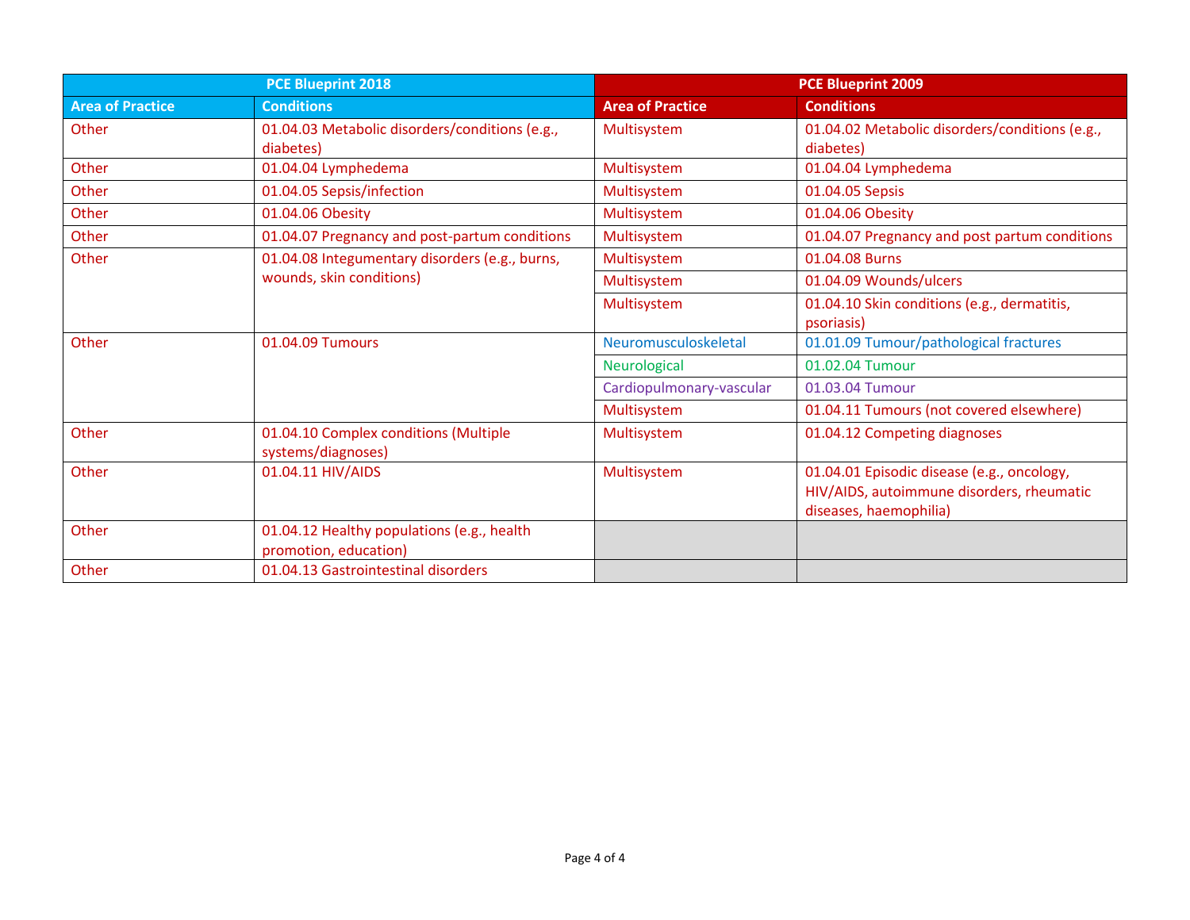| PCE Blueprint 2018 | | PCE Blueprint 2009 | |
|---|---|---|---|
| **Area of Practice** | **Conditions** | **Area of Practice** | **Conditions** |
| Other | 01.04.03 Metabolic disorders/conditions (e.g., diabetes) | Multisystem | 01.04.02 Metabolic disorders/conditions (e.g., diabetes) |
| Other | 01.04.04 Lymphedema | Multisystem | 01.04.04 Lymphedema |
| Other | 01.04.05 Sepsis/infection | Multisystem | 01.04.05 Sepsis |
| Other | 01.04.06 Obesity | Multisystem | 01.04.06 Obesity |
| Other | 01.04.07 Pregnancy and post-partum conditions | Multisystem | 01.04.07 Pregnancy and post partum conditions |
| Other | 01.04.08 Integumentary disorders (e.g., burns, wounds, skin conditions) | Multisystem | 01.04.08 Burns |
| | | Multisystem | 01.04.09 Wounds/ulcers |
| | | Multisystem | 01.04.10 Skin conditions (e.g., dermatitis, psoriasis) |
| Other | 01.04.09 Tumours | Neuromusculoskeletal | 01.01.09 Tumour/pathological fractures |
| | | Neurological | 01.02.04 Tumour |
| | | Cardiopulmonary-vascular | 01.03.04 Tumour |
| | | Multisystem | 01.04.11 Tumours (not covered elsewhere) |
| Other | 01.04.10 Complex conditions (Multiple systems/diagnoses) | Multisystem | 01.04.12 Competing diagnoses |
| Other | 01.04.11 HIV/AIDS | Multisystem | 01.04.01 Episodic disease (e.g., oncology, HIV/AIDS, autoimmune disorders, rheumatic diseases, haemophilia) |
| Other | 01.04.12 Healthy populations (e.g., health promotion, education) | | |
| Other | 01.04.13 Gastrointestinal disorders | | |